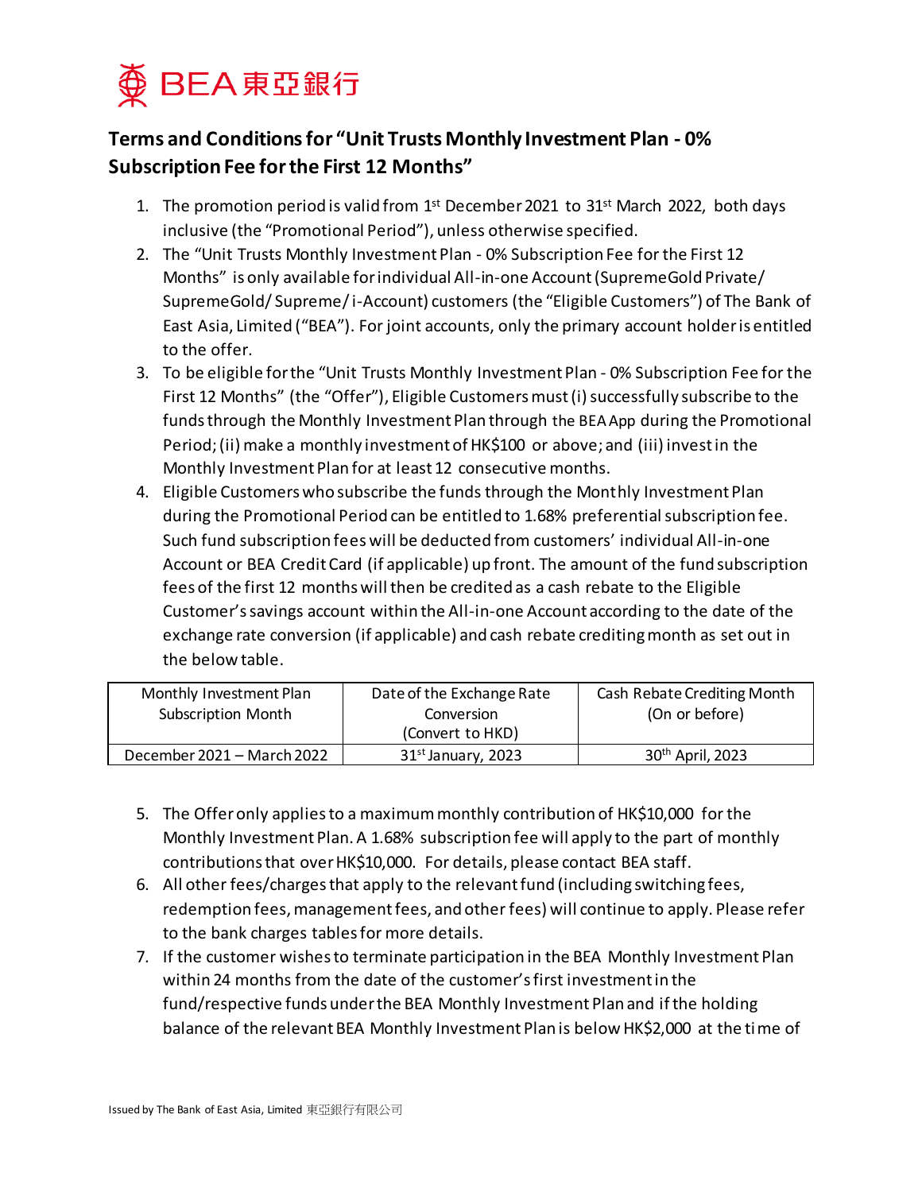BEA 東亞銀行

## Terms and Conditions for "Unit Trusts Monthly Investment Plan - 0% Subscription Fee for the First 12 Months"

1. The promotion period is valid from 1st December 2021 to 31st March 2022, both days inclusive (the "Promotional Period"), unless otherwise specified.
2. The "Unit Trusts Monthly Investment Plan - 0% Subscription Fee for the First 12 Months" is only available for individual All-in-one Account (SupremeGold Private/ SupremeGold/ Supreme/ i-Account) customers (the "Eligible Customers") of The Bank of East Asia, Limited ("BEA"). For joint accounts, only the primary account holder is entitled to the offer.
3. To be eligible for the "Unit Trusts Monthly Investment Plan - 0% Subscription Fee for the First 12 Months" (the "Offer"), Eligible Customers must (i) successfully subscribe to the funds through the Monthly Investment Plan through the BEA App during the Promotional Period; (ii) make a monthly investment of HK$100 or above; and (iii) invest in the Monthly Investment Plan for at least 12 consecutive months.
4. Eligible Customers who subscribe the funds through the Monthly Investment Plan during the Promotional Period can be entitled to 1.68% preferential subscription fee. Such fund subscription fees will be deducted from customers' individual All-in-one Account or BEA Credit Card (if applicable) up front. The amount of the fund subscription fees of the first 12 months will then be credited as a cash rebate to the Eligible Customer's savings account within the All-in-one Account according to the date of the exchange rate conversion (if applicable) and cash rebate crediting month as set out in the below table.

| Monthly Investment Plan Subscription Month | Date of the Exchange Rate Conversion (Convert to HKD) | Cash Rebate Crediting Month (On or before) |
| --- | --- | --- |
| December 2021 – March 2022 | 31st January, 2023 | 30th April, 2023 |

5. The Offer only applies to a maximum monthly contribution of HK$10,000 for the Monthly Investment Plan. A 1.68% subscription fee will apply to the part of monthly contributions that over HK$10,000. For details, please contact BEA staff.
6. All other fees/charges that apply to the relevant fund (including switching fees, redemption fees, management fees, and other fees) will continue to apply. Please refer to the bank charges tables for more details.
7. If the customer wishes to terminate participation in the BEA Monthly Investment Plan within 24 months from the date of the customer's first investment in the fund/respective funds under the BEA Monthly Investment Plan and if the holding balance of the relevant BEA Monthly Investment Plan is below HK$2,000 at the time of

Issued by The Bank of East Asia, Limited 東亞銀行有限公司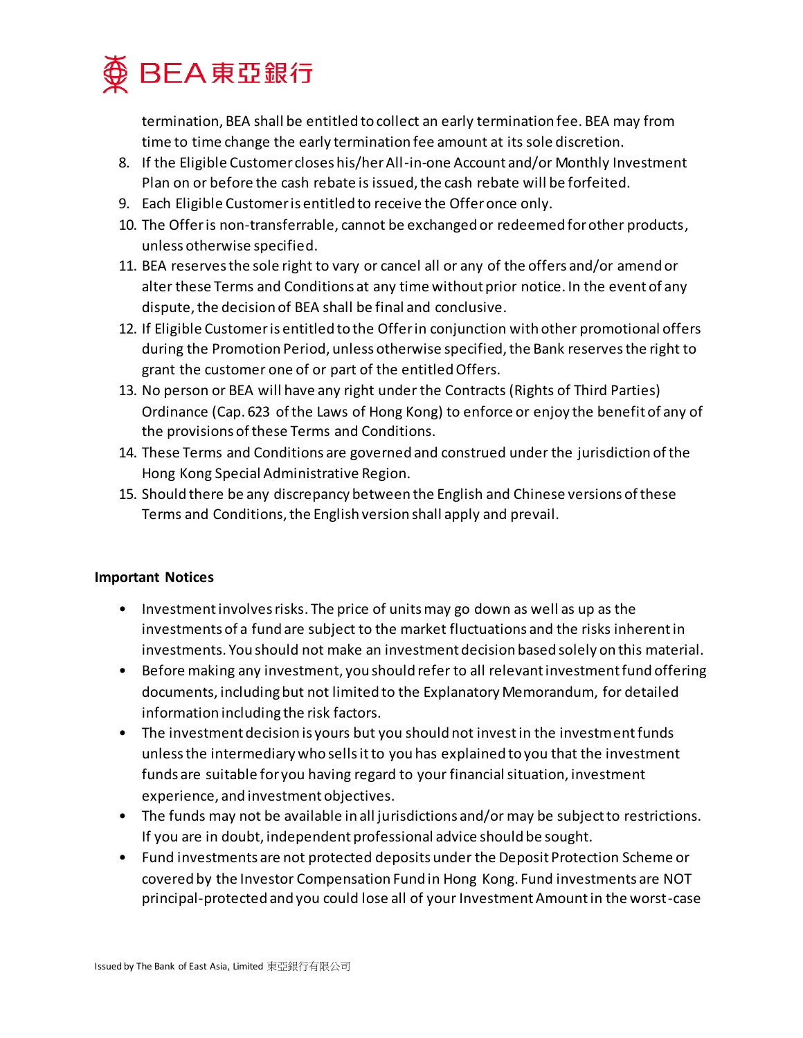termination, BEA shall be entitled to collect an early termination fee. BEA may from time to time change the early termination fee amount at its sole discretion.

8. If the Eligible Customer closes his/her All-in-one Account and/or Monthly Investment Plan on or before the cash rebate is issued, the cash rebate will be forfeited.
9. Each Eligible Customer is entitled to receive the Offer once only.
10. The Offer is non-transferrable, cannot be exchanged or redeemed for other products, unless otherwise specified.
11. BEA reserves the sole right to vary or cancel all or any of the offers and/or amend or alter these Terms and Conditions at any time without prior notice. In the event of any dispute, the decision of BEA shall be final and conclusive.
12. If Eligible Customer is entitled to the Offer in conjunction with other promotional offers during the Promotion Period, unless otherwise specified, the Bank reserves the right to grant the customer one of or part of the entitled Offers.
13. No person or BEA will have any right under the Contracts (Rights of Third Parties) Ordinance (Cap. 623 of the Laws of Hong Kong) to enforce or enjoy the benefit of any of the provisions of these Terms and Conditions.
14. These Terms and Conditions are governed and construed under the jurisdiction of the Hong Kong Special Administrative Region.
15. Should there be any discrepancy between the English and Chinese versions of these Terms and Conditions, the English version shall apply and prevail.

**Important Notices**

- Investment involves risks. The price of units may go down as well as up as the investments of a fund are subject to the market fluctuations and the risks inherent in investments. You should not make an investment decision based solely on this material.
- Before making any investment, you should refer to all relevant investment fund offering documents, including but not limited to the Explanatory Memorandum, for detailed information including the risk factors.
- The investment decision is yours but you should not invest in the investment funds unless the intermediary who sells it to you has explained to you that the investment funds are suitable for you having regard to your financial situation, investment experience, and investment objectives.
- The funds may not be available in all jurisdictions and/or may be subject to restrictions. If you are in doubt, independent professional advice should be sought.
- Fund investments are not protected deposits under the Deposit Protection Scheme or covered by the Investor Compensation Fund in Hong Kong. Fund investments are NOT principal-protected and you could lose all of your Investment Amount in the worst-case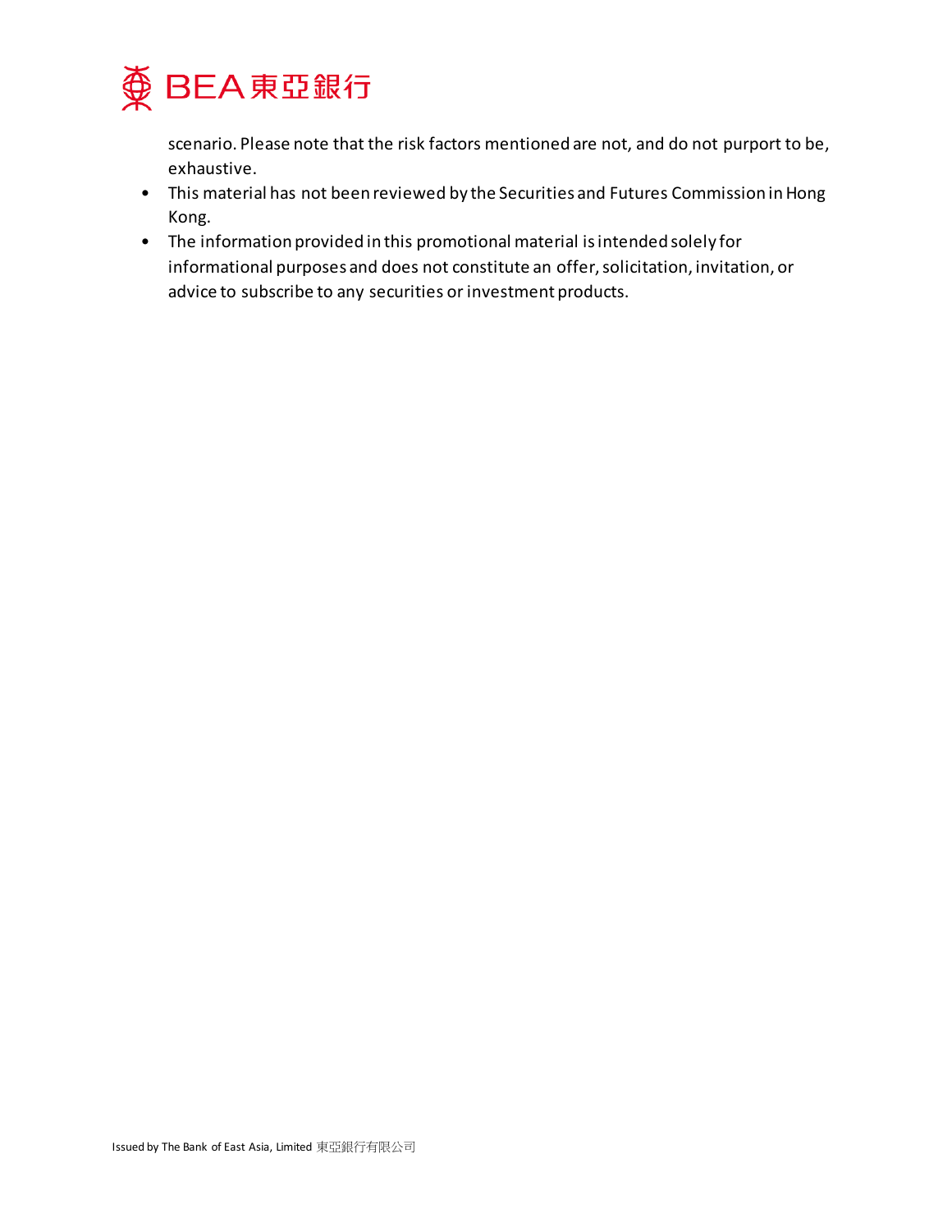scenario. Please note that the risk factors mentioned are not, and do not purport to be, exhaustive.

- This material has not been reviewed by the Securities and Futures Commission in Hong Kong.
- The information provided in this promotional material is intended solely for informational purposes and does not constitute an offer, solicitation, invitation, or advice to subscribe to any securities or investment products.

Issued by The Bank of East Asia, Limited 東亞銀行有限公司